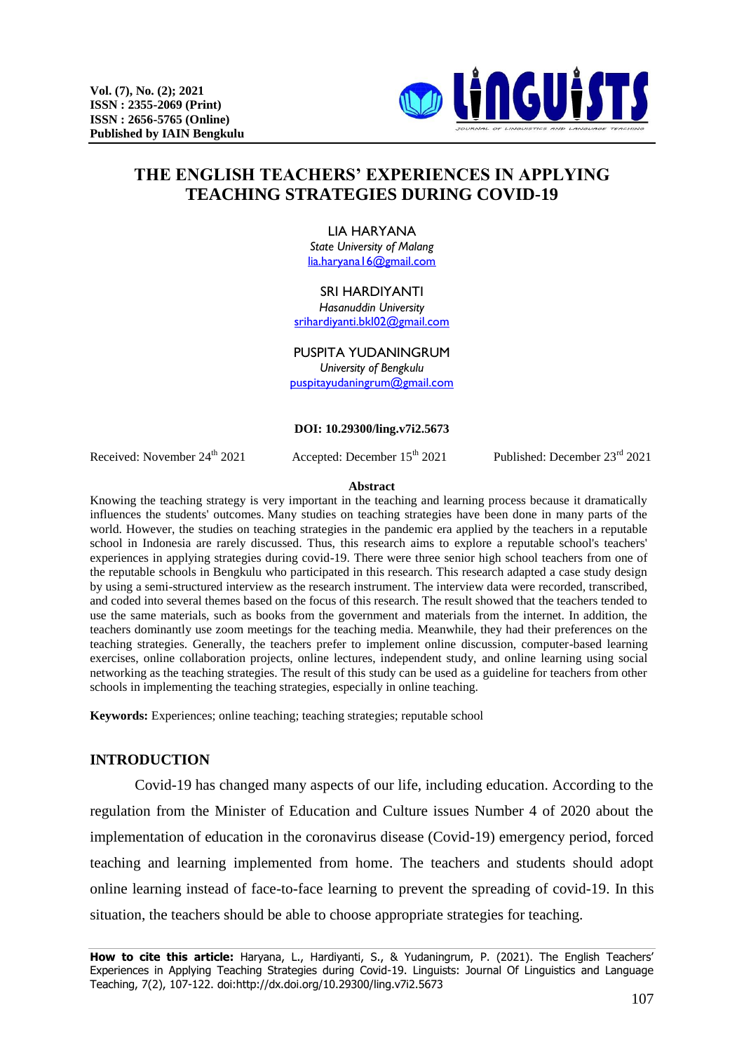# THE ENGLISH TEACHERS' EXPERIENCES IN APPLYING TEACHING STRATEGIES DURING COVID-19

LIA HARYANA
*State University of Malang*
lia.haryana16@gmail.com

SRI HARDIYANTI
*Hasanuddin University*
srihardiyanti.bkl02@gmail.com

PUSPITA YUDANINGRUM
*University of Bengkulu*
puspitayudaningrum@gmail.com

**DOI: 10.29300/ling.v7i2.5673**

Received: November 24th 2021 | Accepted: December 15th 2021 | Published: December 23rd 2021

**Abstract**

Knowing the teaching strategy is very important in the teaching and learning process because it dramatically influences the students' outcomes. Many studies on teaching strategies have been done in many parts of the world. However, the studies on teaching strategies in the pandemic era applied by the teachers in a reputable school in Indonesia are rarely discussed. Thus, this research aims to explore a reputable school's teachers' experiences in applying strategies during covid-19. There were three senior high school teachers from one of the reputable schools in Bengkulu who participated in this research. This research adapted a case study design by using a semi-structured interview as the research instrument. The interview data were recorded, transcribed, and coded into several themes based on the focus of this research. The result showed that the teachers tended to use the same materials, such as books from the government and materials from the internet. In addition, the teachers dominantly use zoom meetings for the teaching media. Meanwhile, they had their preferences on the teaching strategies. Generally, the teachers prefer to implement online discussion, computer-based learning exercises, online collaboration projects, online lectures, independent study, and online learning using social networking as the teaching strategies. The result of this study can be used as a guideline for teachers from other schools in implementing the teaching strategies, especially in online teaching.

**Keywords:** Experiences; online teaching; teaching strategies; reputable school

## INTRODUCTION

Covid-19 has changed many aspects of our life, including education. According to the regulation from the Minister of Education and Culture issues Number 4 of 2020 about the implementation of education in the coronavirus disease (Covid-19) emergency period, forced teaching and learning implemented from home. The teachers and students should adopt online learning instead of face-to-face learning to prevent the spreading of covid-19. In this situation, the teachers should be able to choose appropriate strategies for teaching.

**How to cite this article:** Haryana, L., Hardiyanti, S., & Yudaningrum, P. (2021). The English Teachers' Experiences in Applying Teaching Strategies during Covid-19. Linguists: Journal Of Linguistics and Language Teaching, 7(2), 107-122. doi:http://dx.doi.org/10.29300/ling.v7i2.5673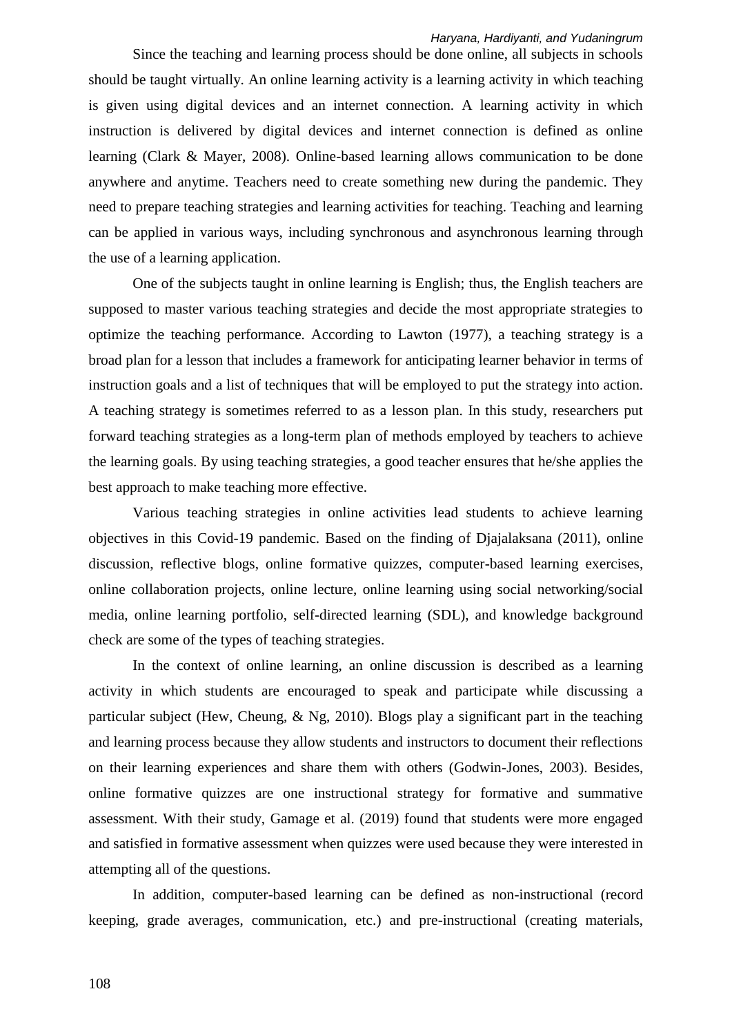Since the teaching and learning process should be done online, all subjects in schools should be taught virtually. An online learning activity is a learning activity in which teaching is given using digital devices and an internet connection. A learning activity in which instruction is delivered by digital devices and internet connection is defined as online learning (Clark & Mayer, 2008). Online-based learning allows communication to be done anywhere and anytime. Teachers need to create something new during the pandemic. They need to prepare teaching strategies and learning activities for teaching. Teaching and learning can be applied in various ways, including synchronous and asynchronous learning through the use of a learning application.

One of the subjects taught in online learning is English; thus, the English teachers are supposed to master various teaching strategies and decide the most appropriate strategies to optimize the teaching performance. According to Lawton (1977), a teaching strategy is a broad plan for a lesson that includes a framework for anticipating learner behavior in terms of instruction goals and a list of techniques that will be employed to put the strategy into action. A teaching strategy is sometimes referred to as a lesson plan. In this study, researchers put forward teaching strategies as a long-term plan of methods employed by teachers to achieve the learning goals. By using teaching strategies, a good teacher ensures that he/she applies the best approach to make teaching more effective.

Various teaching strategies in online activities lead students to achieve learning objectives in this Covid-19 pandemic. Based on the finding of Djajalaksana (2011), online discussion, reflective blogs, online formative quizzes, computer-based learning exercises, online collaboration projects, online lecture, online learning using social networking/social media, online learning portfolio, self-directed learning (SDL), and knowledge background check are some of the types of teaching strategies.

In the context of online learning, an online discussion is described as a learning activity in which students are encouraged to speak and participate while discussing a particular subject (Hew, Cheung, & Ng, 2010). Blogs play a significant part in the teaching and learning process because they allow students and instructors to document their reflections on their learning experiences and share them with others (Godwin-Jones, 2003). Besides, online formative quizzes are one instructional strategy for formative and summative assessment. With their study, Gamage et al. (2019) found that students were more engaged and satisfied in formative assessment when quizzes were used because they were interested in attempting all of the questions.

In addition, computer-based learning can be defined as non-instructional (record keeping, grade averages, communication, etc.) and pre-instructional (creating materials,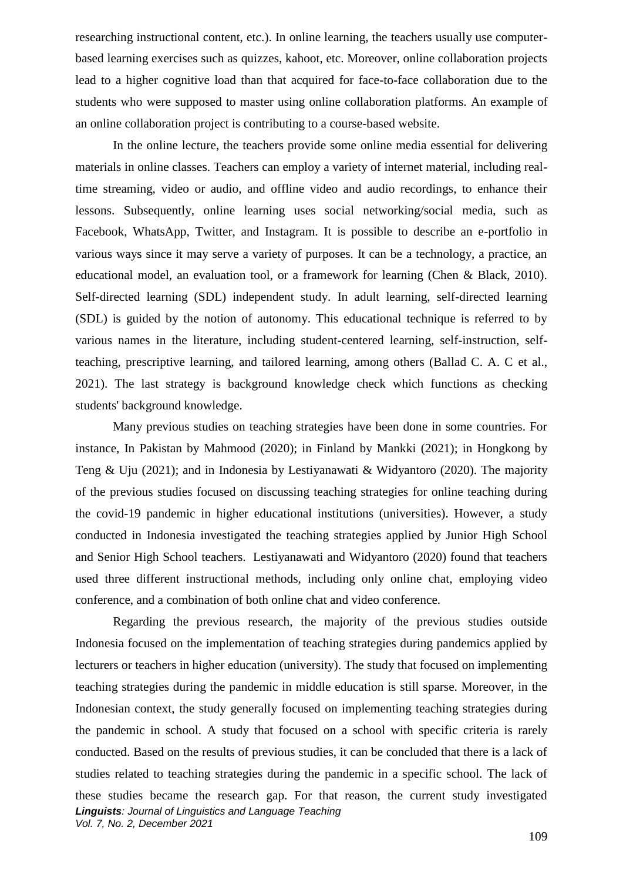researching instructional content, etc.). In online learning, the teachers usually use computer-based learning exercises such as quizzes, kahoot, etc. Moreover, online collaboration projects lead to a higher cognitive load than that acquired for face-to-face collaboration due to the students who were supposed to master using online collaboration platforms. An example of an online collaboration project is contributing to a course-based website.

In the online lecture, the teachers provide some online media essential for delivering materials in online classes. Teachers can employ a variety of internet material, including real-time streaming, video or audio, and offline video and audio recordings, to enhance their lessons. Subsequently, online learning uses social networking/social media, such as Facebook, WhatsApp, Twitter, and Instagram. It is possible to describe an e-portfolio in various ways since it may serve a variety of purposes. It can be a technology, a practice, an educational model, an evaluation tool, or a framework for learning (Chen & Black, 2010). Self-directed learning (SDL) independent study. In adult learning, self-directed learning (SDL) is guided by the notion of autonomy. This educational technique is referred to by various names in the literature, including student-centered learning, self-instruction, self-teaching, prescriptive learning, and tailored learning, among others (Ballad C. A. C et al., 2021). The last strategy is background knowledge check which functions as checking students' background knowledge.

Many previous studies on teaching strategies have been done in some countries. For instance, In Pakistan by Mahmood (2020); in Finland by Mankki (2021); in Hongkong by Teng & Uju (2021); and in Indonesia by Lestiyanawati & Widyantoro (2020). The majority of the previous studies focused on discussing teaching strategies for online teaching during the covid-19 pandemic in higher educational institutions (universities). However, a study conducted in Indonesia investigated the teaching strategies applied by Junior High School and Senior High School teachers. Lestiyanawati and Widyantoro (2020) found that teachers used three different instructional methods, including only online chat, employing video conference, and a combination of both online chat and video conference.

Regarding the previous research, the majority of the previous studies outside Indonesia focused on the implementation of teaching strategies during pandemics applied by lecturers or teachers in higher education (university). The study that focused on implementing teaching strategies during the pandemic in middle education is still sparse. Moreover, in the Indonesian context, the study generally focused on implementing teaching strategies during the pandemic in school. A study that focused on a school with specific criteria is rarely conducted. Based on the results of previous studies, it can be concluded that there is a lack of studies related to teaching strategies during the pandemic in a specific school. The lack of these studies became the research gap. For that reason, the current study investigated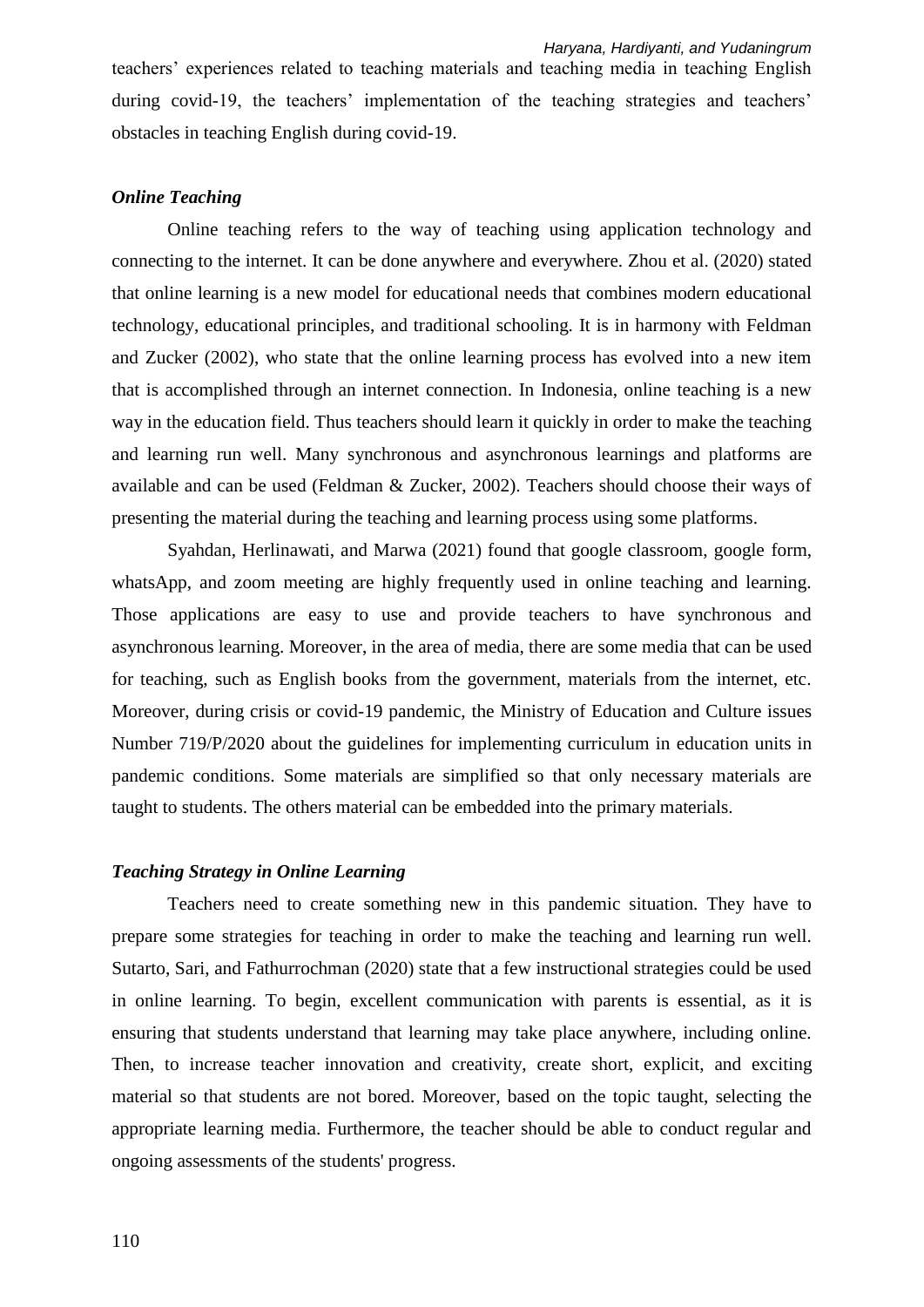teachers' experiences related to teaching materials and teaching media in teaching English during covid-19, the teachers' implementation of the teaching strategies and teachers' obstacles in teaching English during covid-19.

### *Online Teaching*

Online teaching refers to the way of teaching using application technology and connecting to the internet. It can be done anywhere and everywhere. Zhou et al. (2020) stated that online learning is a new model for educational needs that combines modern educational technology, educational principles, and traditional schooling. It is in harmony with Feldman and Zucker (2002), who state that the online learning process has evolved into a new item that is accomplished through an internet connection. In Indonesia, online teaching is a new way in the education field. Thus teachers should learn it quickly in order to make the teaching and learning run well. Many synchronous and asynchronous learnings and platforms are available and can be used (Feldman & Zucker, 2002). Teachers should choose their ways of presenting the material during the teaching and learning process using some platforms.

Syahdan, Herlinawati, and Marwa (2021) found that google classroom, google form, whatsApp, and zoom meeting are highly frequently used in online teaching and learning. Those applications are easy to use and provide teachers to have synchronous and asynchronous learning. Moreover, in the area of media, there are some media that can be used for teaching, such as English books from the government, materials from the internet, etc. Moreover, during crisis or covid-19 pandemic, the Ministry of Education and Culture issues Number 719/P/2020 about the guidelines for implementing curriculum in education units in pandemic conditions. Some materials are simplified so that only necessary materials are taught to students. The others material can be embedded into the primary materials.

### *Teaching Strategy in Online Learning*

Teachers need to create something new in this pandemic situation. They have to prepare some strategies for teaching in order to make the teaching and learning run well. Sutarto, Sari, and Fathurrochman (2020) state that a few instructional strategies could be used in online learning. To begin, excellent communication with parents is essential, as it is ensuring that students understand that learning may take place anywhere, including online. Then, to increase teacher innovation and creativity, create short, explicit, and exciting material so that students are not bored. Moreover, based on the topic taught, selecting the appropriate learning media. Furthermore, the teacher should be able to conduct regular and ongoing assessments of the students' progress.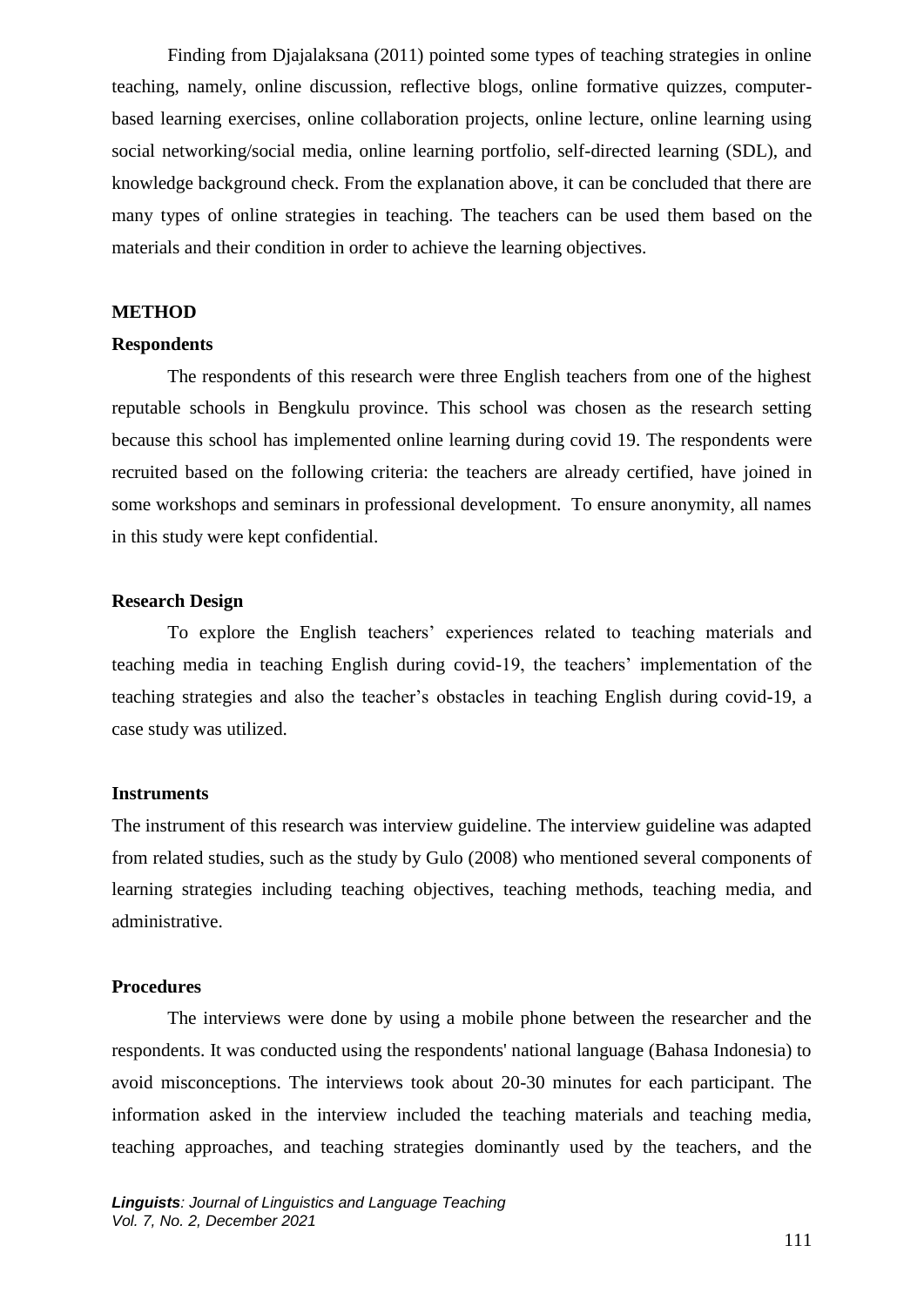Finding from Djajalaksana (2011) pointed some types of teaching strategies in online teaching, namely, online discussion, reflective blogs, online formative quizzes, computer-based learning exercises, online collaboration projects, online lecture, online learning using social networking/social media, online learning portfolio, self-directed learning (SDL), and knowledge background check. From the explanation above, it can be concluded that there are many types of online strategies in teaching. The teachers can be used them based on the materials and their condition in order to achieve the learning objectives.

## METHOD

### Respondents

The respondents of this research were three English teachers from one of the highest reputable schools in Bengkulu province. This school was chosen as the research setting because this school has implemented online learning during covid 19. The respondents were recruited based on the following criteria: the teachers are already certified, have joined in some workshops and seminars in professional development. To ensure anonymity, all names in this study were kept confidential.

### Research Design

To explore the English teachers' experiences related to teaching materials and teaching media in teaching English during covid-19, the teachers' implementation of the teaching strategies and also the teacher's obstacles in teaching English during covid-19, a case study was utilized.

### Instruments

The instrument of this research was interview guideline. The interview guideline was adapted from related studies, such as the study by Gulo (2008) who mentioned several components of learning strategies including teaching objectives, teaching methods, teaching media, and administrative.

### Procedures

The interviews were done by using a mobile phone between the researcher and the respondents. It was conducted using the respondents' national language (Bahasa Indonesia) to avoid misconceptions. The interviews took about 20-30 minutes for each participant. The information asked in the interview included the teaching materials and teaching media, teaching approaches, and teaching strategies dominantly used by the teachers, and the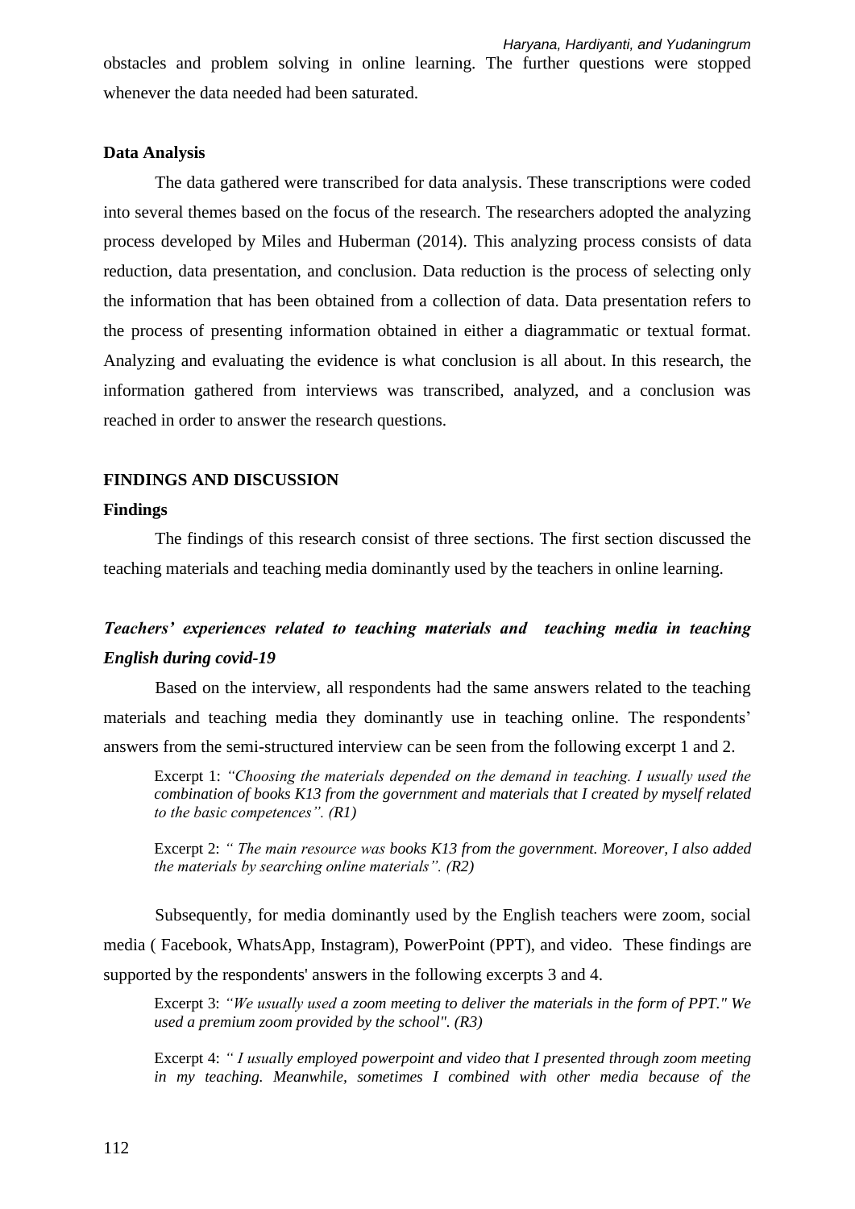obstacles and problem solving in online learning. The further questions were stopped whenever the data needed had been saturated.

### Data Analysis

The data gathered were transcribed for data analysis. These transcriptions were coded into several themes based on the focus of the research. The researchers adopted the analyzing process developed by Miles and Huberman (2014). This analyzing process consists of data reduction, data presentation, and conclusion. Data reduction is the process of selecting only the information that has been obtained from a collection of data. Data presentation refers to the process of presenting information obtained in either a diagrammatic or textual format. Analyzing and evaluating the evidence is what conclusion is all about. In this research, the information gathered from interviews was transcribed, analyzed, and a conclusion was reached in order to answer the research questions.

## FINDINGS AND DISCUSSION

### Findings

The findings of this research consist of three sections. The first section discussed the teaching materials and teaching media dominantly used by the teachers in online learning.

#### *Teachers' experiences related to teaching materials and teaching media in teaching English during covid-19*

Based on the interview, all respondents had the same answers related to the teaching materials and teaching media they dominantly use in teaching online. The respondents' answers from the semi-structured interview can be seen from the following excerpt 1 and 2.

> Excerpt 1: *"Choosing the materials depended on the demand in teaching. I usually used the combination of books K13 from the government and materials that I created by myself related to the basic competences". (R1)*

> Excerpt 2: *" The main resource was books K13 from the government. Moreover, I also added the materials by searching online materials". (R2)*

Subsequently, for media dominantly used by the English teachers were zoom, social media ( Facebook, WhatsApp, Instagram), PowerPoint (PPT), and video. These findings are supported by the respondents' answers in the following excerpts 3 and 4.

> Excerpt 3: *"We usually used a zoom meeting to deliver the materials in the form of PPT." We used a premium zoom provided by the school". (R3)*

> Excerpt 4: *" I usually employed powerpoint and video that I presented through zoom meeting in my teaching. Meanwhile, sometimes I combined with other media because of the*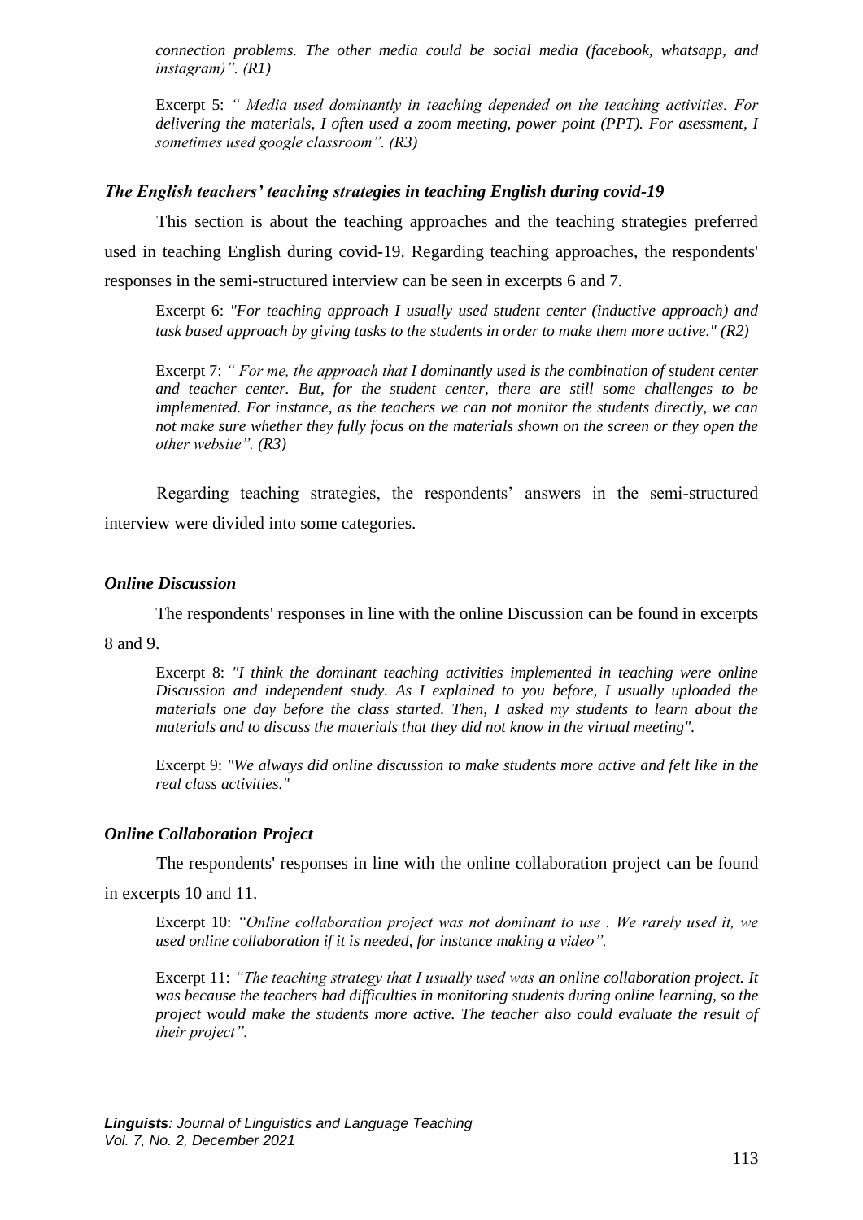*connection problems. The other media could be social media (facebook, whatsapp, and instagram)". (R1)*

Excerpt 5: *" Media used dominantly in teaching depended on the teaching activities. For delivering the materials, I often used a zoom meeting, power point (PPT). For asessment, I sometimes used google classroom". (R3)*

### *The English teachers' teaching strategies in teaching English during covid-19*

This section is about the teaching approaches and the teaching strategies preferred used in teaching English during covid-19. Regarding teaching approaches, the respondents' responses in the semi-structured interview can be seen in excerpts 6 and 7.

Excerpt 6: *"For teaching approach I usually used student center (inductive approach) and task based approach by giving tasks to the students in order to make them more active." (R2)*

Excerpt 7: *" For me, the approach that I dominantly used is the combination of student center and teacher center. But, for the student center, there are still some challenges to be implemented. For instance, as the teachers we can not monitor the students directly, we can not make sure whether they fully focus on the materials shown on the screen or they open the other website". (R3)*

Regarding teaching strategies, the respondents' answers in the semi-structured interview were divided into some categories.

### *Online Discussion*

The respondents' responses in line with the online Discussion can be found in excerpts 8 and 9.

Excerpt 8: *"I think the dominant teaching activities implemented in teaching were online Discussion and independent study. As I explained to you before, I usually uploaded the materials one day before the class started. Then, I asked my students to learn about the materials and to discuss the materials that they did not know in the virtual meeting".*

Excerpt 9: *"We always did online discussion to make students more active and felt like in the real class activities."*

### *Online Collaboration Project*

The respondents' responses in line with the online collaboration project can be found in excerpts 10 and 11.

Excerpt 10: *"Online collaboration project was not dominant to use . We rarely used it, we used online collaboration if it is needed, for instance making a video".*

Excerpt 11: *"The teaching strategy that I usually used was an online collaboration project. It was because the teachers had difficulties in monitoring students during online learning, so the project would make the students more active. The teacher also could evaluate the result of their project".*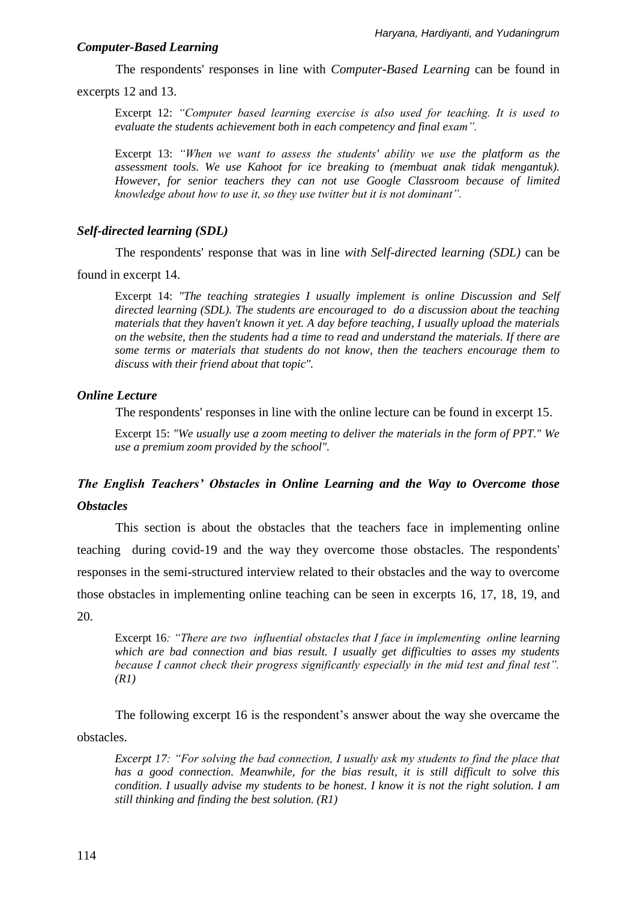### *Computer-Based Learning*

The respondents' responses in line with *Computer-Based Learning* can be found in excerpts 12 and 13.

> Excerpt 12: *"Computer based learning exercise is also used for teaching. It is used to evaluate the students achievement both in each competency and final exam".*

> Excerpt 13: *"When we want to assess the students' ability we use the platform as the assessment tools. We use Kahoot for ice breaking to (membuat anak tidak mengantuk). However, for senior teachers they can not use Google Classroom because of limited knowledge about how to use it, so they use twitter but it is not dominant".*

### *Self-directed learning (SDL)*

The respondents' response that was in line *with Self-directed learning (SDL)* can be found in excerpt 14.

> Excerpt 14: *"The teaching strategies I usually implement is online Discussion and Self directed learning (SDL). The students are encouraged to do a discussion about the teaching materials that they haven't known it yet. A day before teaching, I usually upload the materials on the website, then the students had a time to read and understand the materials. If there are some terms or materials that students do not know, then the teachers encourage them to discuss with their friend about that topic".*

### *Online Lecture*

The respondents' responses in line with the online lecture can be found in excerpt 15.

> Excerpt 15: *"We usually use a zoom meeting to deliver the materials in the form of PPT." We use a premium zoom provided by the school".*

## *The English Teachers' Obstacles in Online Learning and the Way to Overcome those Obstacles*

This section is about the obstacles that the teachers face in implementing online teaching during covid-19 and the way they overcome those obstacles. The respondents' responses in the semi-structured interview related to their obstacles and the way to overcome those obstacles in implementing online teaching can be seen in excerpts 16, 17, 18, 19, and 20.

> Excerpt 16*: "There are two influential obstacles that I face in implementing online learning which are bad connection and bias result. I usually get difficulties to asses my students because I cannot check their progress significantly especially in the mid test and final test". (R1)*

The following excerpt 16 is the respondent's answer about the way she overcame the obstacles.

> *Excerpt 17: "For solving the bad connection, I usually ask my students to find the place that has a good connection. Meanwhile, for the bias result, it is still difficult to solve this condition. I usually advise my students to be honest. I know it is not the right solution. I am still thinking and finding the best solution. (R1)*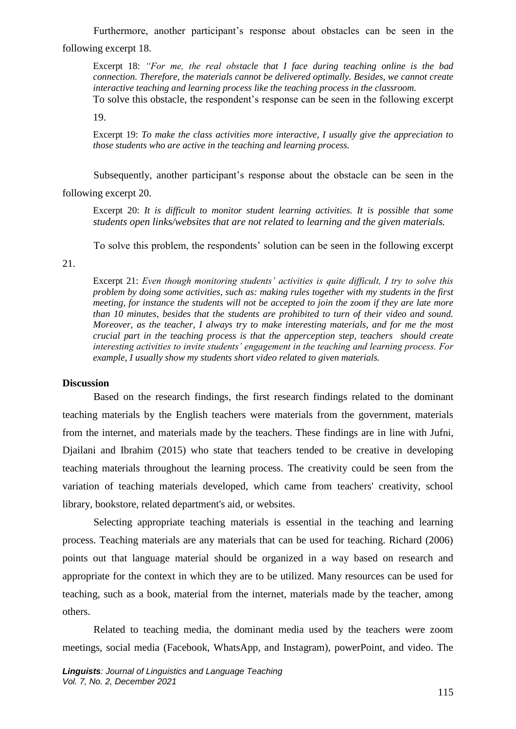Furthermore, another participant's response about obstacles can be seen in the following excerpt 18.

> Excerpt 18: *"For me, the real obstacle that I face during teaching online is the bad connection. Therefore, the materials cannot be delivered optimally. Besides, we cannot create interactive teaching and learning process like the teaching process in the classroom.*

To solve this obstacle, the respondent's response can be seen in the following excerpt 19.

> Excerpt 19: *To make the class activities more interactive, I usually give the appreciation to those students who are active in the teaching and learning process.*

Subsequently, another participant's response about the obstacle can be seen in the following excerpt 20.

> Excerpt 20: *It is difficult to monitor student learning activities. It is possible that some students open links/websites that are not related to learning and the given materials.*

To solve this problem, the respondents' solution can be seen in the following excerpt 21.

> Excerpt 21: *Even though monitoring students' activities is quite difficult, I try to solve this problem by doing some activities, such as: making rules together with my students in the first meeting, for instance the students will not be accepted to join the zoom if they are late more than 10 minutes, besides that the students are prohibited to turn of their video and sound. Moreover, as the teacher, I always try to make interesting materials, and for me the most crucial part in the teaching process is that the apperception step, teachers should create interesting activities to invite students' engagement in the teaching and learning process. For example, I usually show my students short video related to given materials.*

**Discussion**

Based on the research findings, the first research findings related to the dominant teaching materials by the English teachers were materials from the government, materials from the internet, and materials made by the teachers. These findings are in line with Jufni, Djailani and Ibrahim (2015) who state that teachers tended to be creative in developing teaching materials throughout the learning process. The creativity could be seen from the variation of teaching materials developed, which came from teachers' creativity, school library, bookstore, related department's aid, or websites.

Selecting appropriate teaching materials is essential in the teaching and learning process. Teaching materials are any materials that can be used for teaching. Richard (2006) points out that language material should be organized in a way based on research and appropriate for the context in which they are to be utilized. Many resources can be used for teaching, such as a book, material from the internet, materials made by the teacher, among others.

Related to teaching media, the dominant media used by the teachers were zoom meetings, social media (Facebook, WhatsApp, and Instagram), powerPoint, and video. The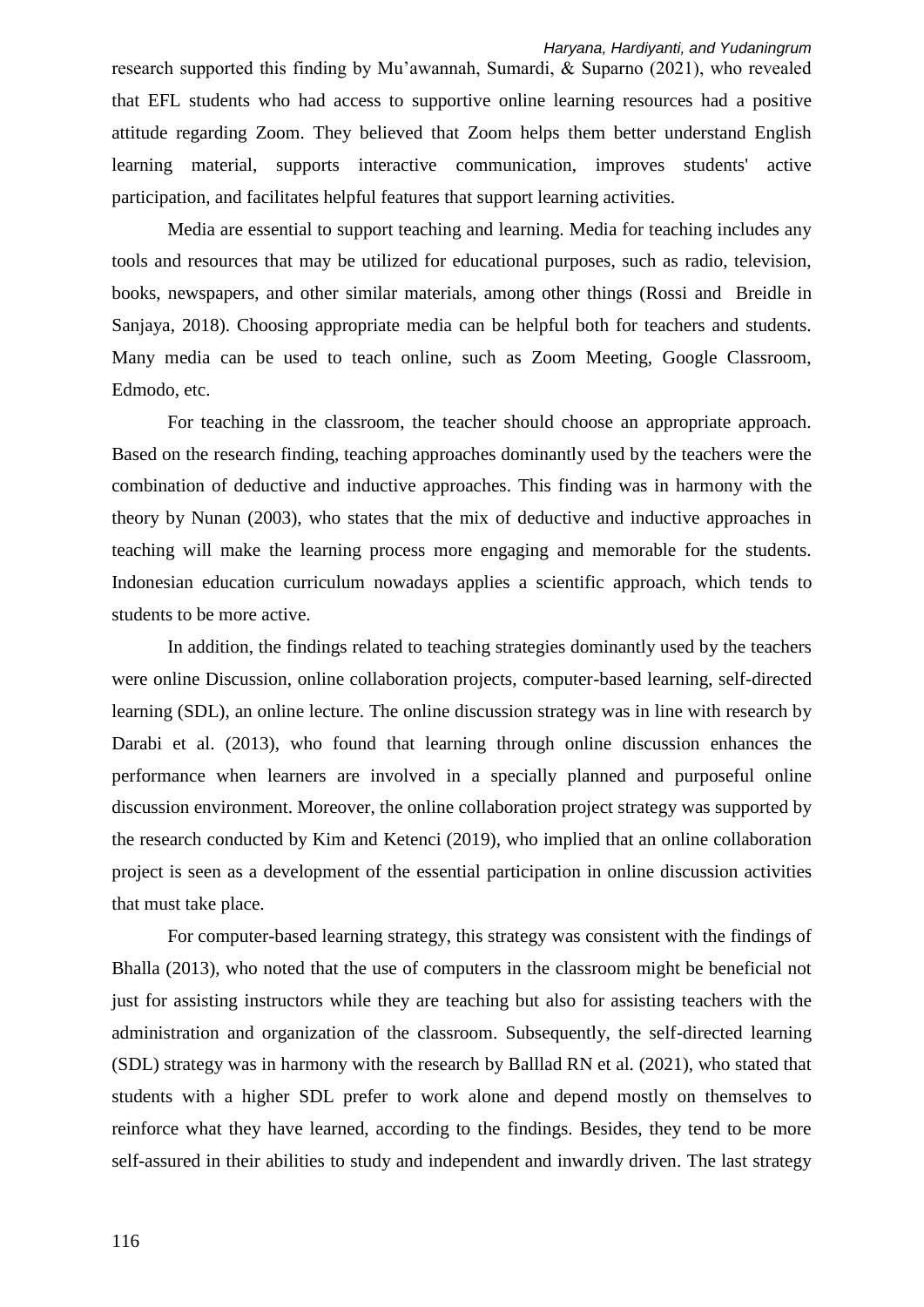research supported this finding by Mu'awannah, Sumardi, & Suparno (2021), who revealed that EFL students who had access to supportive online learning resources had a positive attitude regarding Zoom. They believed that Zoom helps them better understand English learning material, supports interactive communication, improves students' active participation, and facilitates helpful features that support learning activities.

Media are essential to support teaching and learning. Media for teaching includes any tools and resources that may be utilized for educational purposes, such as radio, television, books, newspapers, and other similar materials, among other things (Rossi and Breidle in Sanjaya, 2018). Choosing appropriate media can be helpful both for teachers and students. Many media can be used to teach online, such as Zoom Meeting, Google Classroom, Edmodo, etc.

For teaching in the classroom, the teacher should choose an appropriate approach. Based on the research finding, teaching approaches dominantly used by the teachers were the combination of deductive and inductive approaches. This finding was in harmony with the theory by Nunan (2003), who states that the mix of deductive and inductive approaches in teaching will make the learning process more engaging and memorable for the students. Indonesian education curriculum nowadays applies a scientific approach, which tends to students to be more active.

In addition, the findings related to teaching strategies dominantly used by the teachers were online Discussion, online collaboration projects, computer-based learning, self-directed learning (SDL), an online lecture. The online discussion strategy was in line with research by Darabi et al. (2013), who found that learning through online discussion enhances the performance when learners are involved in a specially planned and purposeful online discussion environment. Moreover, the online collaboration project strategy was supported by the research conducted by Kim and Ketenci (2019), who implied that an online collaboration project is seen as a development of the essential participation in online discussion activities that must take place.

For computer-based learning strategy, this strategy was consistent with the findings of Bhalla (2013), who noted that the use of computers in the classroom might be beneficial not just for assisting instructors while they are teaching but also for assisting teachers with the administration and organization of the classroom. Subsequently, the self-directed learning (SDL) strategy was in harmony with the research by Balllad RN et al. (2021), who stated that students with a higher SDL prefer to work alone and depend mostly on themselves to reinforce what they have learned, according to the findings. Besides, they tend to be more self-assured in their abilities to study and independent and inwardly driven. The last strategy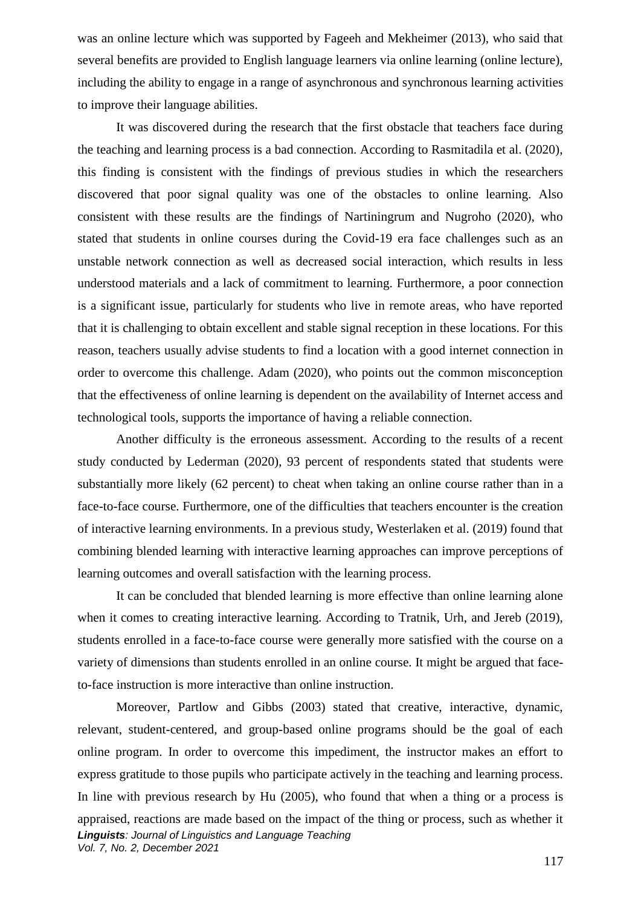was an online lecture which was supported by Fageeh and Mekheimer (2013), who said that several benefits are provided to English language learners via online learning (online lecture), including the ability to engage in a range of asynchronous and synchronous learning activities to improve their language abilities.

It was discovered during the research that the first obstacle that teachers face during the teaching and learning process is a bad connection. According to Rasmitadila et al. (2020), this finding is consistent with the findings of previous studies in which the researchers discovered that poor signal quality was one of the obstacles to online learning. Also consistent with these results are the findings of Nartiningrum and Nugroho (2020), who stated that students in online courses during the Covid-19 era face challenges such as an unstable network connection as well as decreased social interaction, which results in less understood materials and a lack of commitment to learning. Furthermore, a poor connection is a significant issue, particularly for students who live in remote areas, who have reported that it is challenging to obtain excellent and stable signal reception in these locations. For this reason, teachers usually advise students to find a location with a good internet connection in order to overcome this challenge. Adam (2020), who points out the common misconception that the effectiveness of online learning is dependent on the availability of Internet access and technological tools, supports the importance of having a reliable connection.

Another difficulty is the erroneous assessment. According to the results of a recent study conducted by Lederman (2020), 93 percent of respondents stated that students were substantially more likely (62 percent) to cheat when taking an online course rather than in a face-to-face course. Furthermore, one of the difficulties that teachers encounter is the creation of interactive learning environments. In a previous study, Westerlaken et al. (2019) found that combining blended learning with interactive learning approaches can improve perceptions of learning outcomes and overall satisfaction with the learning process.

It can be concluded that blended learning is more effective than online learning alone when it comes to creating interactive learning. According to Tratnik, Urh, and Jereb (2019), students enrolled in a face-to-face course were generally more satisfied with the course on a variety of dimensions than students enrolled in an online course. It might be argued that face-to-face instruction is more interactive than online instruction.

Moreover, Partlow and Gibbs (2003) stated that creative, interactive, dynamic, relevant, student-centered, and group-based online programs should be the goal of each online program. In order to overcome this impediment, the instructor makes an effort to express gratitude to those pupils who participate actively in the teaching and learning process. In line with previous research by Hu (2005), who found that when a thing or a process is appraised, reactions are made based on the impact of the thing or process, such as whether it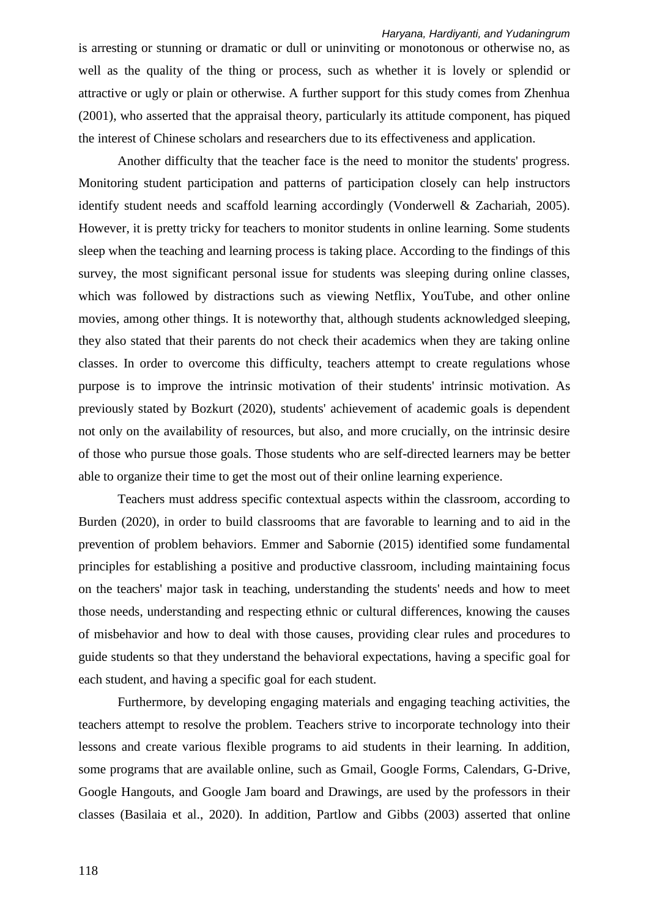is arresting or stunning or dramatic or dull or uninviting or monotonous or otherwise no, as well as the quality of the thing or process, such as whether it is lovely or splendid or attractive or ugly or plain or otherwise. A further support for this study comes from Zhenhua (2001), who asserted that the appraisal theory, particularly its attitude component, has piqued the interest of Chinese scholars and researchers due to its effectiveness and application.

Another difficulty that the teacher face is the need to monitor the students' progress. Monitoring student participation and patterns of participation closely can help instructors identify student needs and scaffold learning accordingly (Vonderwell & Zachariah, 2005). However, it is pretty tricky for teachers to monitor students in online learning. Some students sleep when the teaching and learning process is taking place. According to the findings of this survey, the most significant personal issue for students was sleeping during online classes, which was followed by distractions such as viewing Netflix, YouTube, and other online movies, among other things. It is noteworthy that, although students acknowledged sleeping, they also stated that their parents do not check their academics when they are taking online classes. In order to overcome this difficulty, teachers attempt to create regulations whose purpose is to improve the intrinsic motivation of their students' intrinsic motivation. As previously stated by Bozkurt (2020), students' achievement of academic goals is dependent not only on the availability of resources, but also, and more crucially, on the intrinsic desire of those who pursue those goals. Those students who are self-directed learners may be better able to organize their time to get the most out of their online learning experience.

Teachers must address specific contextual aspects within the classroom, according to Burden (2020), in order to build classrooms that are favorable to learning and to aid in the prevention of problem behaviors. Emmer and Sabornie (2015) identified some fundamental principles for establishing a positive and productive classroom, including maintaining focus on the teachers' major task in teaching, understanding the students' needs and how to meet those needs, understanding and respecting ethnic or cultural differences, knowing the causes of misbehavior and how to deal with those causes, providing clear rules and procedures to guide students so that they understand the behavioral expectations, having a specific goal for each student, and having a specific goal for each student.

Furthermore, by developing engaging materials and engaging teaching activities, the teachers attempt to resolve the problem. Teachers strive to incorporate technology into their lessons and create various flexible programs to aid students in their learning. In addition, some programs that are available online, such as Gmail, Google Forms, Calendars, G-Drive, Google Hangouts, and Google Jam board and Drawings, are used by the professors in their classes (Basilaia et al., 2020). In addition, Partlow and Gibbs (2003) asserted that online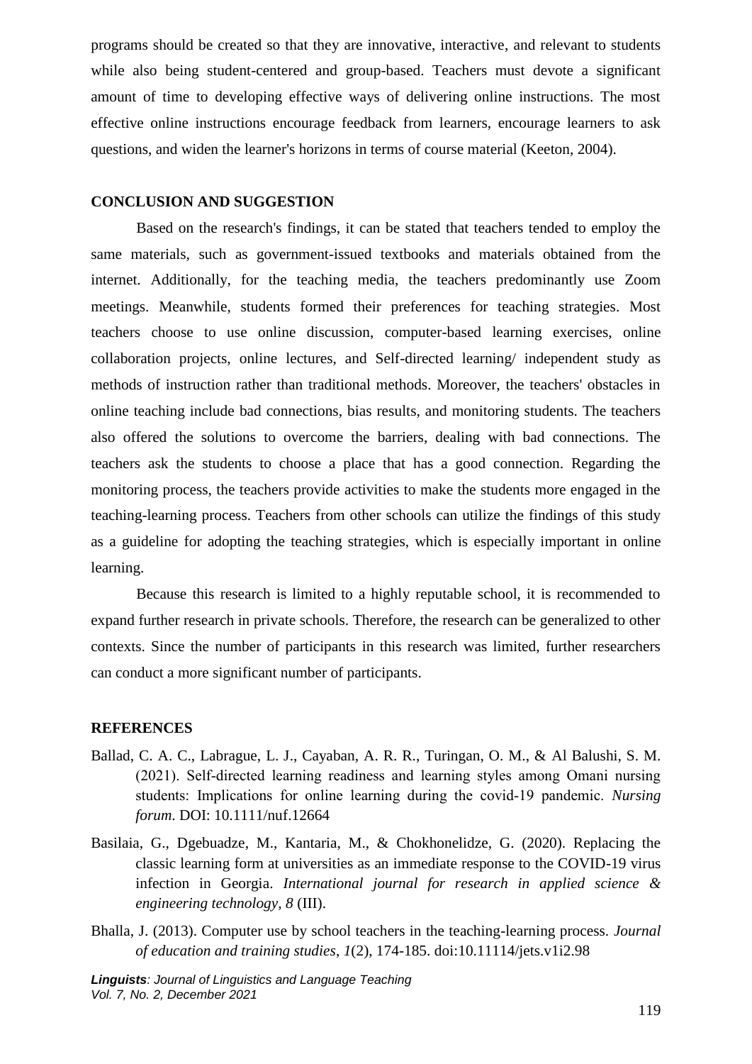programs should be created so that they are innovative, interactive, and relevant to students while also being student-centered and group-based. Teachers must devote a significant amount of time to developing effective ways of delivering online instructions. The most effective online instructions encourage feedback from learners, encourage learners to ask questions, and widen the learner's horizons in terms of course material (Keeton, 2004).

## CONCLUSION AND SUGGESTION

Based on the research's findings, it can be stated that teachers tended to employ the same materials, such as government-issued textbooks and materials obtained from the internet. Additionally, for the teaching media, the teachers predominantly use Zoom meetings. Meanwhile, students formed their preferences for teaching strategies. Most teachers choose to use online discussion, computer-based learning exercises, online collaboration projects, online lectures, and Self-directed learning/ independent study as methods of instruction rather than traditional methods. Moreover, the teachers' obstacles in online teaching include bad connections, bias results, and monitoring students. The teachers also offered the solutions to overcome the barriers, dealing with bad connections. The teachers ask the students to choose a place that has a good connection. Regarding the monitoring process, the teachers provide activities to make the students more engaged in the teaching-learning process. Teachers from other schools can utilize the findings of this study as a guideline for adopting the teaching strategies, which is especially important in online learning.

Because this research is limited to a highly reputable school, it is recommended to expand further research in private schools. Therefore, the research can be generalized to other contexts. Since the number of participants in this research was limited, further researchers can conduct a more significant number of participants.

## REFERENCES

Ballad, C. A. C., Labrague, L. J., Cayaban, A. R. R., Turingan, O. M., & Al Balushi, S. M. (2021). Self-directed learning readiness and learning styles among Omani nursing students: Implications for online learning during the covid-19 pandemic. *Nursing forum*. DOI: 10.1111/nuf.12664

Basilaia, G., Dgebuadze, M., Kantaria, M., & Chokhonelidze, G. (2020). Replacing the classic learning form at universities as an immediate response to the COVID-19 virus infection in Georgia. *International journal for research in applied science & engineering technology, 8* (III).

Bhalla, J. (2013). Computer use by school teachers in the teaching-learning process. *Journal of education and training studies, 1*(2), 174-185. doi:10.11114/jets.v1i2.98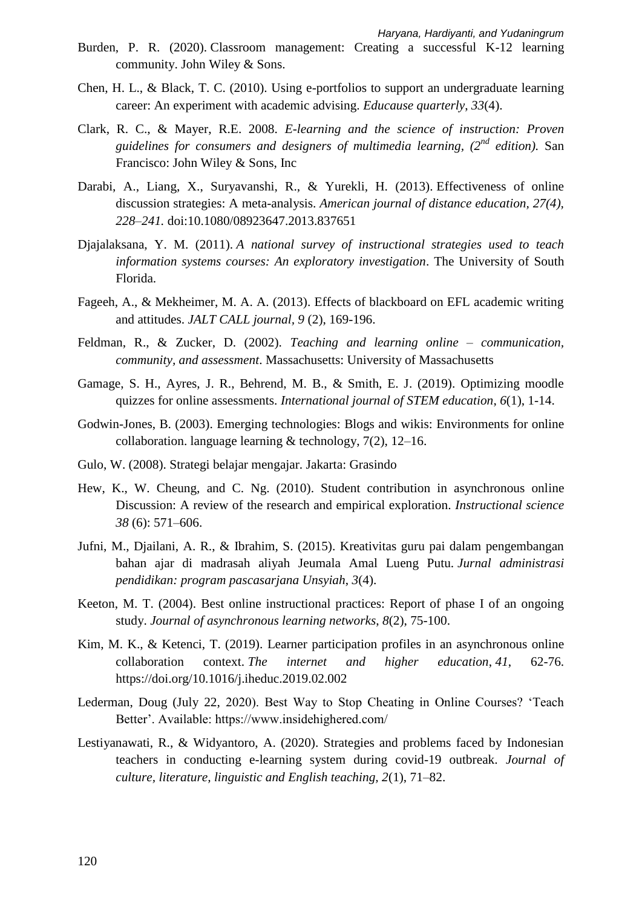Burden, P. R. (2020). Classroom management: Creating a successful K-12 learning community. John Wiley & Sons.

Chen, H. L., & Black, T. C. (2010). Using e-portfolios to support an undergraduate learning career: An experiment with academic advising. *Educause quarterly*, *33*(4).

Clark, R. C., & Mayer, R.E. 2008. *E-learning and the science of instruction: Proven guidelines for consumers and designers of multimedia learning, (2nd edition).* San Francisco: John Wiley & Sons, Inc

Darabi, A., Liang, X., Suryavanshi, R., & Yurekli, H. (2013). Effectiveness of online discussion strategies: A meta-analysis. *American journal of distance education, 27(4), 228–241.* doi:10.1080/08923647.2013.837651

Djajalaksana, Y. M. (2011). *A national survey of instructional strategies used to teach information systems courses: An exploratory investigation*. The University of South Florida.

Fageeh, A., & Mekheimer, M. A. A. (2013). Effects of blackboard on EFL academic writing and attitudes. *JALT CALL journal, 9* (2), 169-196.

Feldman, R., & Zucker, D. (2002). *Teaching and learning online – communication, community, and assessment*. Massachusetts: University of Massachusetts

Gamage, S. H., Ayres, J. R., Behrend, M. B., & Smith, E. J. (2019). Optimizing moodle quizzes for online assessments. *International journal of STEM education*, *6*(1), 1-14.

Godwin-Jones, B. (2003). Emerging technologies: Blogs and wikis: Environments for online collaboration. language learning & technology, 7(2), 12–16.

Gulo, W. (2008). Strategi belajar mengajar. Jakarta: Grasindo

Hew, K., W. Cheung, and C. Ng. (2010). Student contribution in asynchronous online Discussion: A review of the research and empirical exploration. *Instructional science 38* (6): 571–606.

Jufni, M., Djailani, A. R., & Ibrahim, S. (2015). Kreativitas guru pai dalam pengembangan bahan ajar di madrasah aliyah Jeumala Amal Lueng Putu. *Jurnal administrasi pendidikan: program pascasarjana Unsyiah*, *3*(4).

Keeton, M. T. (2004). Best online instructional practices: Report of phase I of an ongoing study. *Journal of asynchronous learning networks*, *8*(2), 75-100.

Kim, M. K., & Ketenci, T. (2019). Learner participation profiles in an asynchronous online collaboration context. *The internet and higher education*, *41*, 62-76. https://doi.org/10.1016/j.iheduc.2019.02.002

Lederman, Doug (July 22, 2020). Best Way to Stop Cheating in Online Courses? 'Teach Better'. Available: https://www.insidehighered.com/

Lestiyanawati, R., & Widyantoro, A. (2020). Strategies and problems faced by Indonesian teachers in conducting e-learning system during covid-19 outbreak. *Journal of culture, literature, linguistic and English teaching, 2*(1), 71–82.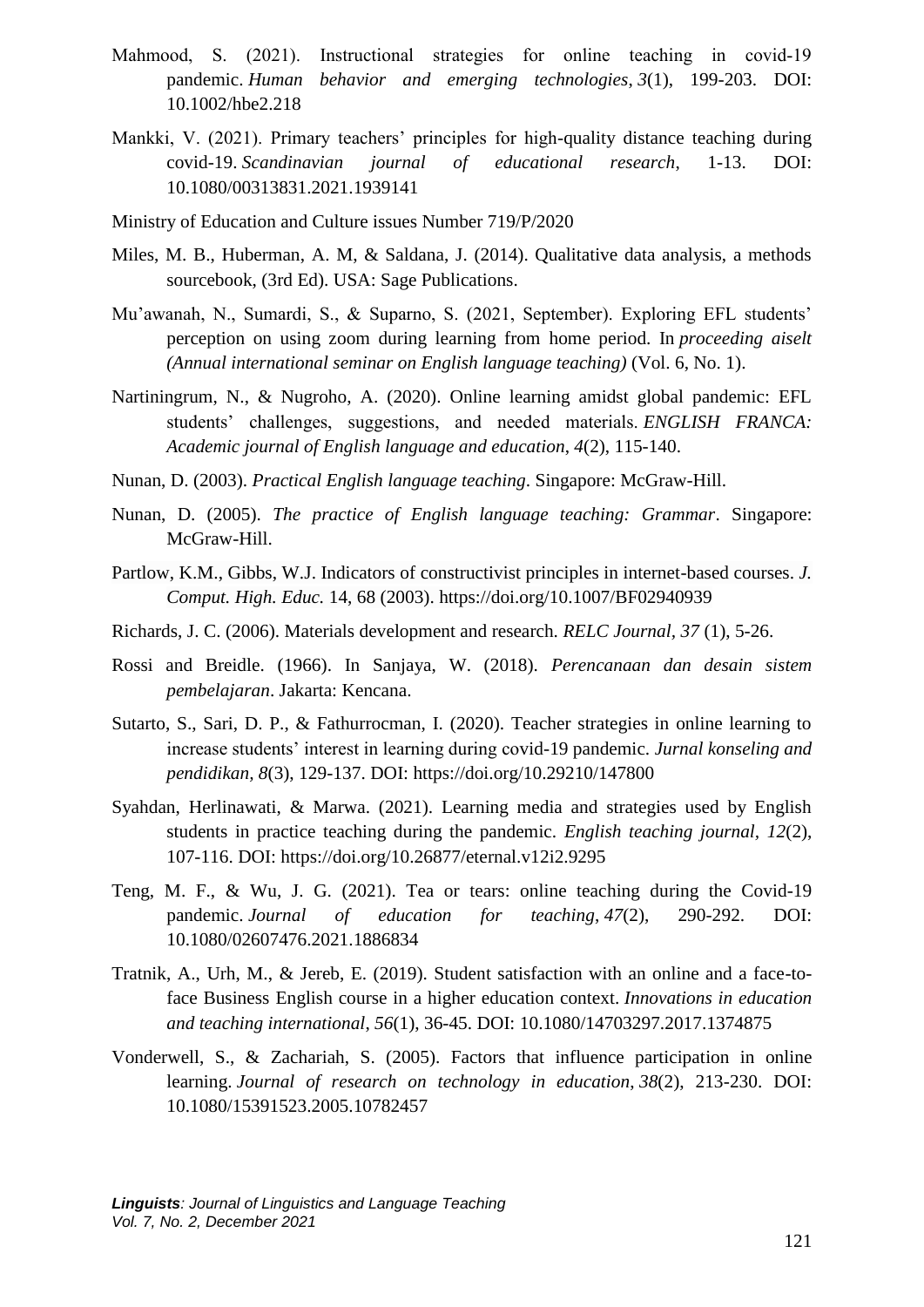Mahmood, S. (2021). Instructional strategies for online teaching in covid-19 pandemic. *Human behavior and emerging technologies*, *3*(1), 199-203. DOI: 10.1002/hbe2.218

Mankki, V. (2021). Primary teachers' principles for high-quality distance teaching during covid-19. *Scandinavian journal of educational research*, 1-13. DOI: 10.1080/00313831.2021.1939141

Ministry of Education and Culture issues Number 719/P/2020

Miles, M. B., Huberman, A. M, & Saldana, J. (2014). Qualitative data analysis, a methods sourcebook, (3rd Ed). USA: Sage Publications.

Mu'awanah, N., Sumardi, S., & Suparno, S. (2021, September). Exploring EFL students' perception on using zoom during learning from home period. In *proceeding aiselt (Annual international seminar on English language teaching)* (Vol. 6, No. 1).

Nartiningrum, N., & Nugroho, A. (2020). Online learning amidst global pandemic: EFL students' challenges, suggestions, and needed materials. *ENGLISH FRANCA: Academic journal of English language and education*, *4*(2), 115-140.

Nunan, D. (2003). *Practical English language teaching*. Singapore: McGraw-Hill.

Nunan, D. (2005). *The practice of English language teaching: Grammar*. Singapore: McGraw-Hill.

Partlow, K.M., Gibbs, W.J. Indicators of constructivist principles in internet-based courses. *J. Comput. High. Educ.* 14, 68 (2003). https://doi.org/10.1007/BF02940939

Richards, J. C. (2006). Materials development and research. *RELC Journal*, *37* (1), 5-26.

Rossi and Breidle. (1966). In Sanjaya, W. (2018). *Perencanaan dan desain sistem pembelajaran*. Jakarta: Kencana.

Sutarto, S., Sari, D. P., & Fathurrocman, I. (2020). Teacher strategies in online learning to increase students' interest in learning during covid-19 pandemic. *Jurnal konseling and pendidikan*, *8*(3), 129-137. DOI: https://doi.org/10.29210/147800

Syahdan, Herlinawati, & Marwa. (2021). Learning media and strategies used by English students in practice teaching during the pandemic. *English teaching journal*, *12*(2), 107-116. DOI: https://doi.org/10.26877/eternal.v12i2.9295

Teng, M. F., & Wu, J. G. (2021). Tea or tears: online teaching during the Covid-19 pandemic. *Journal of education for teaching*, *47*(2), 290-292. DOI: 10.1080/02607476.2021.1886834

Tratnik, A., Urh, M., & Jereb, E. (2019). Student satisfaction with an online and a face-to-face Business English course in a higher education context. *Innovations in education and teaching international*, *56*(1), 36-45. DOI: 10.1080/14703297.2017.1374875

Vonderwell, S., & Zachariah, S. (2005). Factors that influence participation in online learning. *Journal of research on technology in education*, *38*(2), 213-230. DOI: 10.1080/15391523.2005.10782457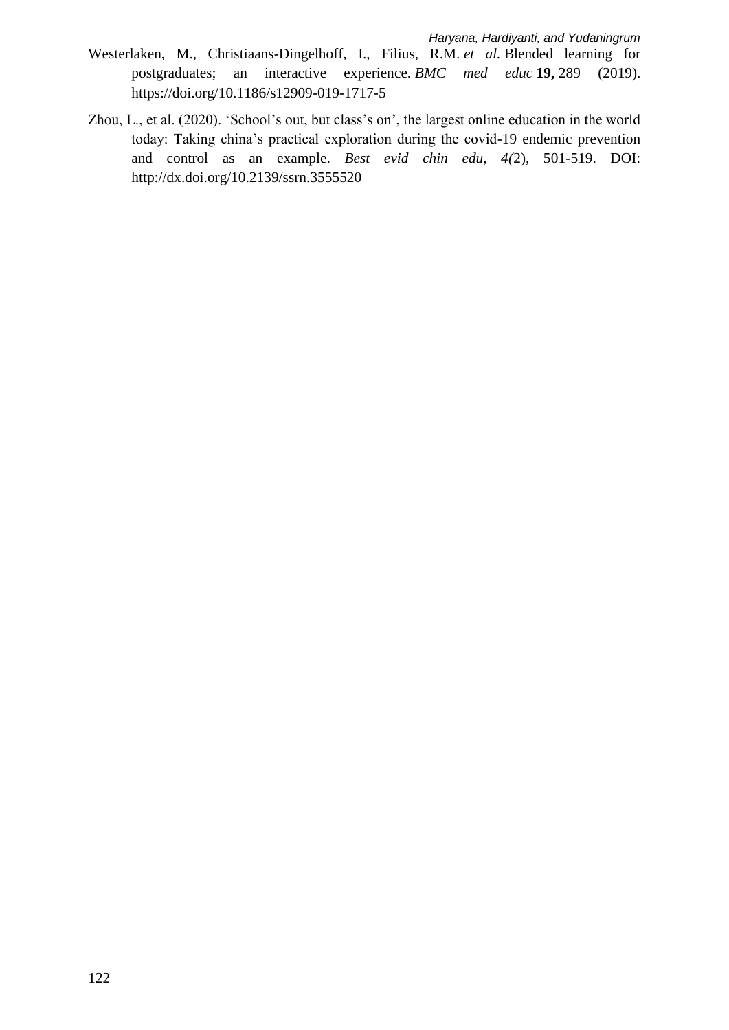Westerlaken, M., Christiaans-Dingelhoff, I., Filius, R.M. *et al*. Blended learning for postgraduates; an interactive experience. *BMC med educ* **19,** 289 (2019). https://doi.org/10.1186/s12909-019-1717-5

Zhou, L., et al. (2020). 'School's out, but class's on', the largest online education in the world today: Taking china's practical exploration during the covid-19 endemic prevention and control as an example. *Best evid chin edu, 4(*2), 501-519. DOI: http://dx.doi.org/10.2139/ssrn.3555520